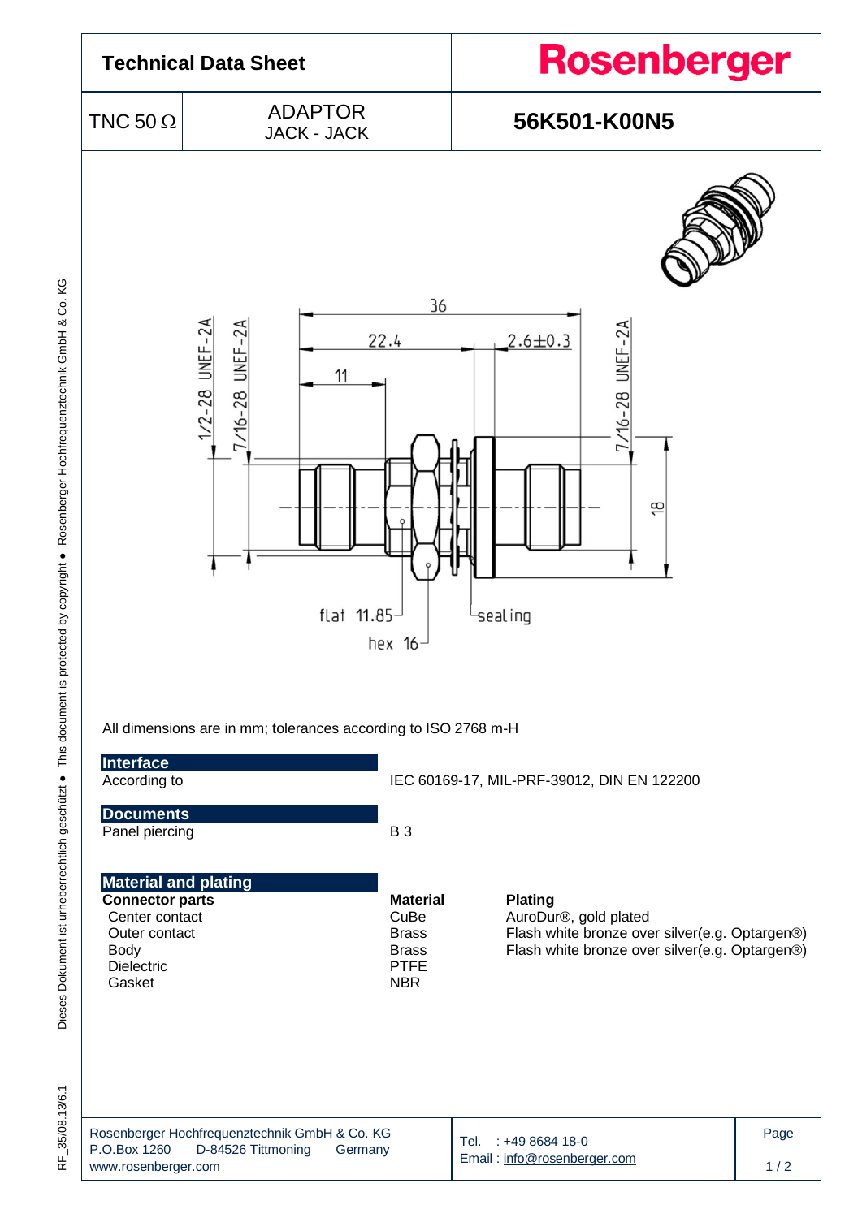# Technical Data Sheet

**Rosenberger**

| TNC 50 Ω | ADAPTOR JACK - JACK | **56K501-K00N5** |
|---|---|---|

All dimensions are in mm; tolerances according to ISO 2768 m-H

## Interface

| | |
|---|---|
| According to | IEC 60169-17, MIL-PRF-39012, DIN EN 122200 |

## Documents

| | |
|---|---|
| Panel piercing | B 3 |

## Material and plating

| **Connector parts** | **Material** | **Plating** |
|---|---|---|
| Center contact | CuBe | AuroDur®, gold plated |
| Outer contact | Brass | Flash white bronze over silver(e.g. Optargen®) |
| Body | Brass | Flash white bronze over silver(e.g. Optargen®) |
| Dielectric | PTFE | |
| Gasket | NBR | |

Rosenberger Hochfrequenztechnik GmbH & Co. KG
P.O.Box 1260 D-84526 Tittmoning Germany
www.rosenberger.com

Tel. : +49 8684 18-0
Email : info@rosenberger.com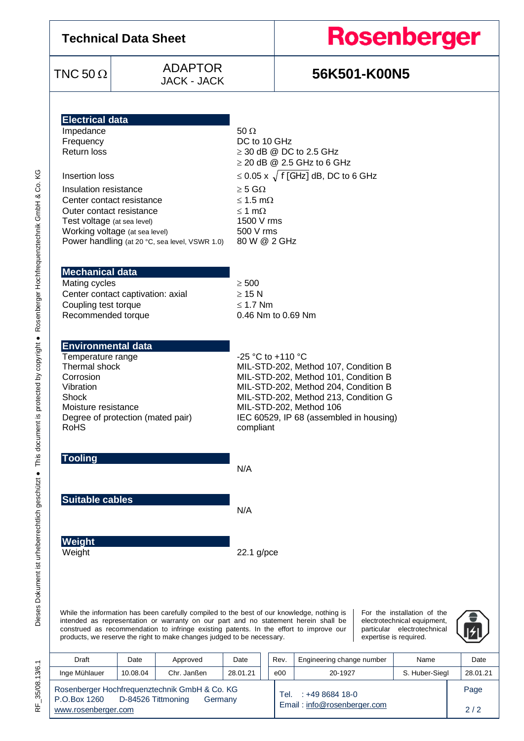# Technical Data Sheet

**Rosenberger**

| TNC 50 Ω | ADAPTOR JACK - JACK | 56K501-K00N5 |
|---|---|---|

## Electrical data

| | |
|---|---|
| Impedance | 50 Ω |
| Frequency | DC to 10 GHz |
| Return loss | ≥ 30 dB @ DC to 2.5 GHz<br>≥ 20 dB @ 2.5 GHz to 6 GHz |
| Insertion loss | ≤ 0.05 x $\sqrt{f\,[\text{GHz}]}$ dB, DC to 6 GHz |
| Insulation resistance | ≥ 5 GΩ |
| Center contact resistance | ≤ 1.5 mΩ |
| Outer contact resistance | ≤ 1 mΩ |
| Test voltage (at sea level) | 1500 V rms |
| Working voltage (at sea level) | 500 V rms |
| Power handling (at 20 °C, sea level, VSWR 1.0) | 80 W @ 2 GHz |

## Mechanical data

| | |
|---|---|
| Mating cycles | ≥ 500 |
| Center contact captivation: axial | ≥ 15 N |
| Coupling test torque | ≤ 1.7 Nm |
| Recommended torque | 0.46 Nm to 0.69 Nm |

## Environmental data

| | |
|---|---|
| Temperature range | -25 °C to +110 °C |
| Thermal shock | MIL-STD-202, Method 107, Condition B |
| Corrosion | MIL-STD-202, Method 101, Condition B |
| Vibration | MIL-STD-202, Method 204, Condition B |
| Shock | MIL-STD-202, Method 213, Condition G |
| Moisture resistance | MIL-STD-202, Method 106 |
| Degree of protection (mated pair) | IEC 60529, IP 68 (assembled in housing) |
| RoHS | compliant |

## Tooling

N/A

## Suitable cables

N/A

## Weight

| | |
|---|---|
| Weight | 22.1 g/pce |

While the information has been carefully compiled to the best of our knowledge, nothing is intended as representation or warranty on our part and no statement herein shall be construed as recommendation to infringe existing patents. In the effort to improve our products, we reserve the right to make changes judged to be necessary.

For the installation of the electrotechnical equipment, particular electrotechnical expertise is required.

| Draft | Date | Approved | Date | Rev. | Engineering change number | Name | Date |
|---|---|---|---|---|---|---|---|
| Inge Mühlauer | 10.08.04 | Chr. Janßen | 28.01.21 | e00 | 20-1927 | S. Huber-Siegl | 28.01.21 |

Rosenberger Hochfrequenztechnik GmbH & Co. KG
P.O.Box 1260 D-84526 Tittmoning Germany
www.rosenberger.com

Tel. : +49 8684 18-0
Email : info@rosenberger.com

RF_35/08.13/6.1

Dieses Dokument ist urheberrechtlich geschützt ● This document is protected by copyright ● Rosenberger Hochfrequenztechnik GmbH & Co. KG